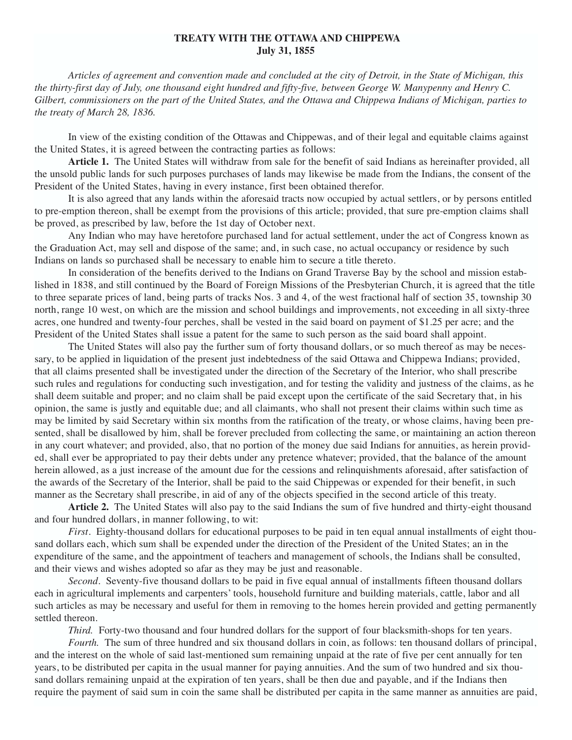# TREATY WITH THE OTTAWA AND CHIPPEWA
## July 31, 1855

*Articles of agreement and convention made and concluded at the city of Detroit, in the State of Michigan, this the thirty-first day of July, one thousand eight hundred and fifty-five, between George W. Manypenny and Henry C. Gilbert, commissioners on the part of the United States, and the Ottawa and Chippewa Indians of Michigan, parties to the treaty of March 28, 1836.*

In view of the existing condition of the Ottawas and Chippewas, and of their legal and equitable claims against the United States, it is agreed between the contracting parties as follows:

**Article 1.** The United States will withdraw from sale for the benefit of said Indians as hereinafter provided, all the unsold public lands for such purposes purchases of lands may likewise be made from the Indians, the consent of the President of the United States, having in every instance, first been obtained therefor.

It is also agreed that any lands within the aforesaid tracts now occupied by actual settlers, or by persons entitled to pre-emption thereon, shall be exempt from the provisions of this article; provided, that sure pre-emption claims shall be proved, as prescribed by law, before the 1st day of October next.

Any Indian who may have heretofore purchased land for actual settlement, under the act of Congress known as the Graduation Act, may sell and dispose of the same; and, in such case, no actual occupancy or residence by such Indians on lands so purchased shall be necessary to enable him to secure a title thereto.

In consideration of the benefits derived to the Indians on Grand Traverse Bay by the school and mission established in 1838, and still continued by the Board of Foreign Missions of the Presbyterian Church, it is agreed that the title to three separate prices of land, being parts of tracks Nos. 3 and 4, of the west fractional half of section 35, township 30 north, range 10 west, on which are the mission and school buildings and improvements, not exceeding in all sixty-three acres, one hundred and twenty-four perches, shall be vested in the said board on payment of $1.25 per acre; and the President of the United States shall issue a patent for the same to such person as the said board shall appoint.

The United States will also pay the further sum of forty thousand dollars, or so much thereof as may be necessary, to be applied in liquidation of the present just indebtedness of the said Ottawa and Chippewa Indians; provided, that all claims presented shall be investigated under the direction of the Secretary of the Interior, who shall prescribe such rules and regulations for conducting such investigation, and for testing the validity and justness of the claims, as he shall deem suitable and proper; and no claim shall be paid except upon the certificate of the said Secretary that, in his opinion, the same is justly and equitable due; and all claimants, who shall not present their claims within such time as may be limited by said Secretary within six months from the ratification of the treaty, or whose claims, having been presented, shall be disallowed by him, shall be forever precluded from collecting the same, or maintaining an action thereon in any court whatever; and provided, also, that no portion of the money due said Indians for annuities, as herein provided, shall ever be appropriated to pay their debts under any pretence whatever; provided, that the balance of the amount herein allowed, as a just increase of the amount due for the cessions and relinquishments aforesaid, after satisfaction of the awards of the Secretary of the Interior, shall be paid to the said Chippewas or expended for their benefit, in such manner as the Secretary shall prescribe, in aid of any of the objects specified in the second article of this treaty.

**Article 2.** The United States will also pay to the said Indians the sum of five hundred and thirty-eight thousand and four hundred dollars, in manner following, to wit:

*First*. Eighty-thousand dollars for educational purposes to be paid in ten equal annual installments of eight thousand dollars each, which sum shall be expended under the direction of the President of the United States; an in the expenditure of the same, and the appointment of teachers and management of schools, the Indians shall be consulted, and their views and wishes adopted so afar as they may be just and reasonable.

*Second*. Seventy-five thousand dollars to be paid in five equal annual of installments fifteen thousand dollars each in agricultural implements and carpenters' tools, household furniture and building materials, cattle, labor and all such articles as may be necessary and useful for them in removing to the homes herein provided and getting permanently settled thereon.

*Third.* Forty-two thousand and four hundred dollars for the support of four blacksmith-shops for ten years.

*Fourth.* The sum of three hundred and six thousand dollars in coin, as follows: ten thousand dollars of principal, and the interest on the whole of said last-mentioned sum remaining unpaid at the rate of five per cent annually for ten years, to be distributed per capita in the usual manner for paying annuities. And the sum of two hundred and six thousand dollars remaining unpaid at the expiration of ten years, shall be then due and payable, and if the Indians then require the payment of said sum in coin the same shall be distributed per capita in the same manner as annuities are paid,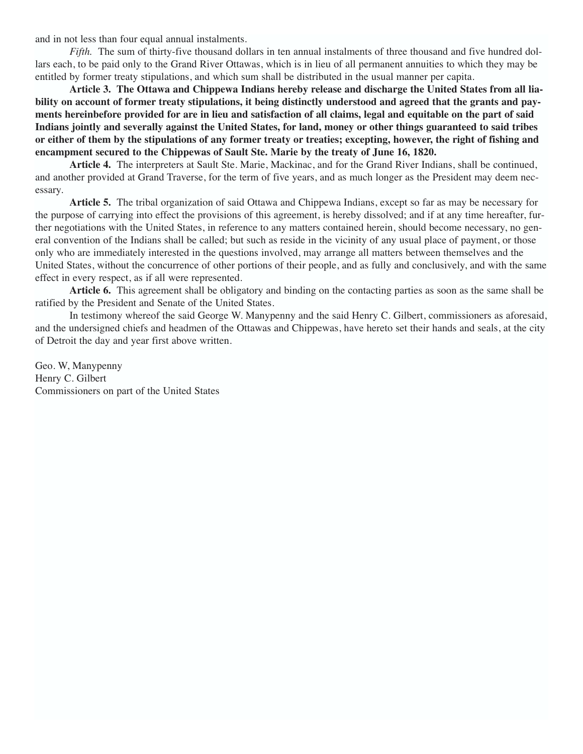and in not less than four equal annual instalments.

*Fifth.* The sum of thirty-five thousand dollars in ten annual instalments of three thousand and five hundred dollars each, to be paid only to the Grand River Ottawas, which is in lieu of all permanent annuities to which they may be entitled by former treaty stipulations, and which sum shall be distributed in the usual manner per capita.

**Article 3. The Ottawa and Chippewa Indians hereby release and discharge the United States from all liability on account of former treaty stipulations, it being distinctly understood and agreed that the grants and payments hereinbefore provided for are in lieu and satisfaction of all claims, legal and equitable on the part of said Indians jointly and severally against the United States, for land, money or other things guaranteed to said tribes or either of them by the stipulations of any former treaty or treaties; excepting, however, the right of fishing and encampment secured to the Chippewas of Sault Ste. Marie by the treaty of June 16, 1820.**

**Article 4.** The interpreters at Sault Ste. Marie, Mackinac, and for the Grand River Indians, shall be continued, and another provided at Grand Traverse, for the term of five years, and as much longer as the President may deem necessary.

**Article 5.** The tribal organization of said Ottawa and Chippewa Indians, except so far as may be necessary for the purpose of carrying into effect the provisions of this agreement, is hereby dissolved; and if at any time hereafter, further negotiations with the United States, in reference to any matters contained herein, should become necessary, no general convention of the Indians shall be called; but such as reside in the vicinity of any usual place of payment, or those only who are immediately interested in the questions involved, may arrange all matters between themselves and the United States, without the concurrence of other portions of their people, and as fully and conclusively, and with the same effect in every respect, as if all were represented.

**Article 6.** This agreement shall be obligatory and binding on the contacting parties as soon as the same shall be ratified by the President and Senate of the United States.

In testimony whereof the said George W. Manypenny and the said Henry C. Gilbert, commissioners as aforesaid, and the undersigned chiefs and headmen of the Ottawas and Chippewas, have hereto set their hands and seals, at the city of Detroit the day and year first above written.

Geo. W, Manypenny
Henry C. Gilbert
Commissioners on part of the United States